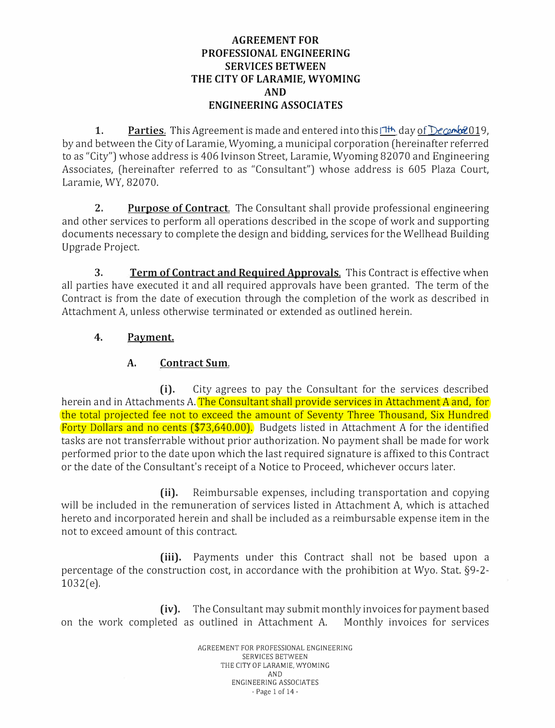**AGREEMENT FOR**
**PROFESSIONAL ENGINEERING**
**SERVICES BETWEEN**
**THE CITY OF LARAMIE, WYOMING**
**AND**
**ENGINEERING ASSOCIATES**

1. **Parties**. This Agreement is made and entered into this 17th day of December 2019, by and between the City of Laramie, Wyoming, a municipal corporation (hereinafter referred to as "City") whose address is 406 Ivinson Street, Laramie, Wyoming 82070 and Engineering Associates, (hereinafter referred to as "Consultant") whose address is 605 Plaza Court, Laramie, WY, 82070.

2. **Purpose of Contract**. The Consultant shall provide professional engineering and other services to perform all operations described in the scope of work and supporting documents necessary to complete the design and bidding, services for the Wellhead Building Upgrade Project.

3. **Term of Contract and Required Approvals**. This Contract is effective when all parties have executed it and all required approvals have been granted. The term of the Contract is from the date of execution through the completion of the work as described in Attachment A, unless otherwise terminated or extended as outlined herein.

4. **Payment.**

A. **Contract Sum**.

**(i).** City agrees to pay the Consultant for the services described herein and in Attachments A. The Consultant shall provide services in Attachment A and, for the total projected fee not to exceed the amount of Seventy Three Thousand, Six Hundred Forty Dollars and no cents ($73,640.00). Budgets listed in Attachment A for the identified tasks are not transferrable without prior authorization. No payment shall be made for work performed prior to the date upon which the last required signature is affixed to this Contract or the date of the Consultant's receipt of a Notice to Proceed, whichever occurs later.

**(ii).** Reimbursable expenses, including transportation and copying will be included in the remuneration of services listed in Attachment A, which is attached hereto and incorporated herein and shall be included as a reimbursable expense item in the not to exceed amount of this contract.

**(iii).** Payments under this Contract shall not be based upon a percentage of the construction cost, in accordance with the prohibition at Wyo. Stat. §9-2-1032(e).

**(iv).** The Consultant may submit monthly invoices for payment based on the work completed as outlined in Attachment A. Monthly invoices for services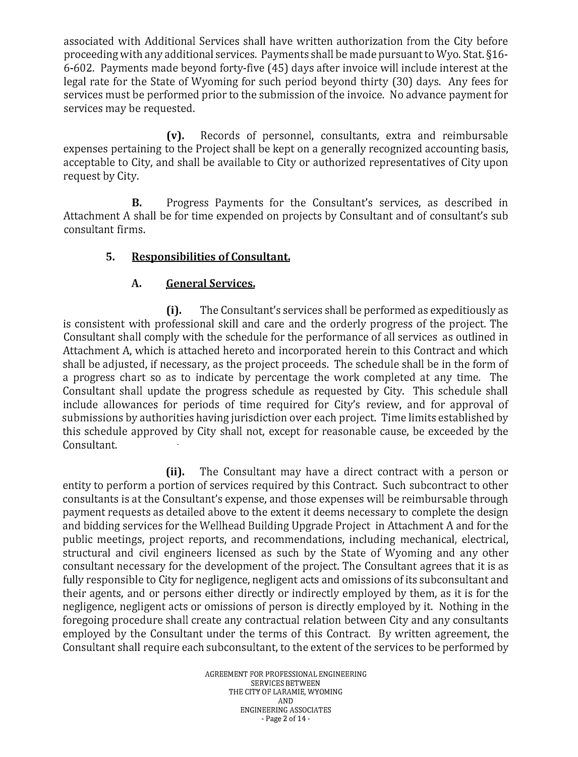associated with Additional Services shall have written authorization from the City before proceeding with any additional services. Payments shall be made pursuant to Wyo. Stat. §16-6-602. Payments made beyond forty-five (45) days after invoice will include interest at the legal rate for the State of Wyoming for such period beyond thirty (30) days. Any fees for services must be performed prior to the submission of the invoice. No advance payment for services may be requested.

**(v).** Records of personnel, consultants, extra and reimbursable expenses pertaining to the Project shall be kept on a generally recognized accounting basis, acceptable to City, and shall be available to City or authorized representatives of City upon request by City.

**B.** Progress Payments for the Consultant's services, as described in Attachment A shall be for time expended on projects by Consultant and of consultant's sub consultant firms.

## 5. Responsibilities of Consultant.

### A. General Services.

**(i).** The Consultant's services shall be performed as expeditiously as is consistent with professional skill and care and the orderly progress of the project. The Consultant shall comply with the schedule for the performance of all services as outlined in Attachment A, which is attached hereto and incorporated herein to this Contract and which shall be adjusted, if necessary, as the project proceeds. The schedule shall be in the form of a progress chart so as to indicate by percentage the work completed at any time. The Consultant shall update the progress schedule as requested by City. This schedule shall include allowances for periods of time required for City's review, and for approval of submissions by authorities having jurisdiction over each project. Time limits established by this schedule approved by City shall not, except for reasonable cause, be exceeded by the Consultant.

**(ii).** The Consultant may have a direct contract with a person or entity to perform a portion of services required by this Contract. Such subcontract to other consultants is at the Consultant's expense, and those expenses will be reimbursable through payment requests as detailed above to the extent it deems necessary to complete the design and bidding services for the Wellhead Building Upgrade Project in Attachment A and for the public meetings, project reports, and recommendations, including mechanical, electrical, structural and civil engineers licensed as such by the State of Wyoming and any other consultant necessary for the development of the project. The Consultant agrees that it is as fully responsible to City for negligence, negligent acts and omissions of its subconsultant and their agents, and or persons either directly or indirectly employed by them, as it is for the negligence, negligent acts or omissions of person is directly employed by it. Nothing in the foregoing procedure shall create any contractual relation between City and any consultants employed by the Consultant under the terms of this Contract. By written agreement, the Consultant shall require each subconsultant, to the extent of the services to be performed by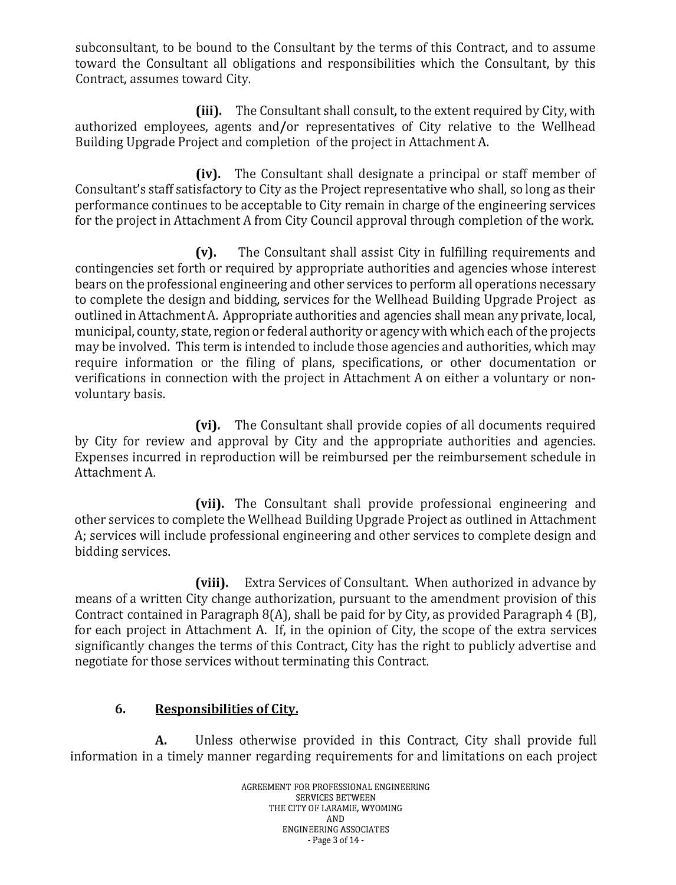subconsultant, to be bound to the Consultant by the terms of this Contract, and to assume toward the Consultant all obligations and responsibilities which the Consultant, by this Contract, assumes toward City.

**(iii).** The Consultant shall consult, to the extent required by City, with authorized employees, agents and/or representatives of City relative to the Wellhead Building Upgrade Project and completion of the project in Attachment A.

**(iv).** The Consultant shall designate a principal or staff member of Consultant's staff satisfactory to City as the Project representative who shall, so long as their performance continues to be acceptable to City remain in charge of the engineering services for the project in Attachment A from City Council approval through completion of the work.

**(v).** The Consultant shall assist City in fulfilling requirements and contingencies set forth or required by appropriate authorities and agencies whose interest bears on the professional engineering and other services to perform all operations necessary to complete the design and bidding, services for the Wellhead Building Upgrade Project as outlined in Attachment A. Appropriate authorities and agencies shall mean any private, local, municipal, county, state, region or federal authority or agency with which each of the projects may be involved. This term is intended to include those agencies and authorities, which may require information or the filing of plans, specifications, or other documentation or verifications in connection with the project in Attachment A on either a voluntary or non-voluntary basis.

**(vi).** The Consultant shall provide copies of all documents required by City for review and approval by City and the appropriate authorities and agencies. Expenses incurred in reproduction will be reimbursed per the reimbursement schedule in Attachment A.

**(vii).** The Consultant shall provide professional engineering and other services to complete the Wellhead Building Upgrade Project as outlined in Attachment A; services will include professional engineering and other services to complete design and bidding services.

**(viii).** Extra Services of Consultant. When authorized in advance by means of a written City change authorization, pursuant to the amendment provision of this Contract contained in Paragraph 8(A), shall be paid for by City, as provided Paragraph 4 (B), for each project in Attachment A. If, in the opinion of City, the scope of the extra services significantly changes the terms of this Contract, City has the right to publicly advertise and negotiate for those services without terminating this Contract.

## 6. Responsibilities of City.

**A.** Unless otherwise provided in this Contract, City shall provide full information in a timely manner regarding requirements for and limitations on each project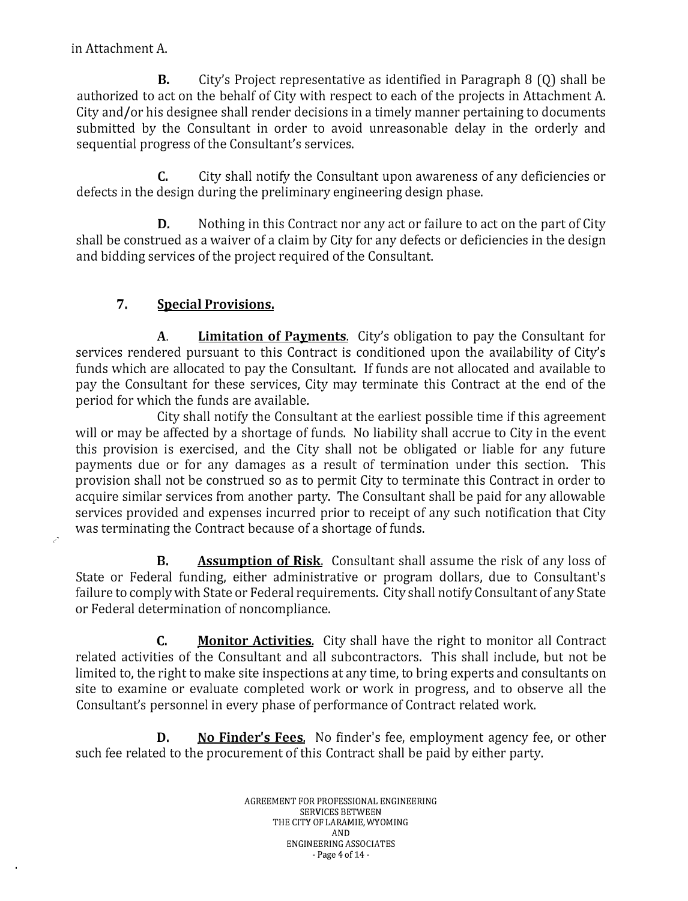in Attachment A.

**B.** City's Project representative as identified in Paragraph 8 (Q) shall be authorized to act on the behalf of City with respect to each of the projects in Attachment A. City and/or his designee shall render decisions in a timely manner pertaining to documents submitted by the Consultant in order to avoid unreasonable delay in the orderly and sequential progress of the Consultant's services.

**C.** City shall notify the Consultant upon awareness of any deficiencies or defects in the design during the preliminary engineering design phase.

**D.** Nothing in this Contract nor any act or failure to act on the part of City shall be construed as a waiver of a claim by City for any defects or deficiencies in the design and bidding services of the project required of the Consultant.

## 7. <u>Special Provisions.</u>

**A.** **<u>Limitation of Payments</u>**. City's obligation to pay the Consultant for services rendered pursuant to this Contract is conditioned upon the availability of City's funds which are allocated to pay the Consultant. If funds are not allocated and available to pay the Consultant for these services, City may terminate this Contract at the end of the period for which the funds are available.

City shall notify the Consultant at the earliest possible time if this agreement will or may be affected by a shortage of funds. No liability shall accrue to City in the event this provision is exercised, and the City shall not be obligated or liable for any future payments due or for any damages as a result of termination under this section. This provision shall not be construed so as to permit City to terminate this Contract in order to acquire similar services from another party. The Consultant shall be paid for any allowable services provided and expenses incurred prior to receipt of any such notification that City was terminating the Contract because of a shortage of funds.

**B.** **<u>Assumption of Risk</u>**. Consultant shall assume the risk of any loss of State or Federal funding, either administrative or program dollars, due to Consultant's failure to comply with State or Federal requirements. City shall notify Consultant of any State or Federal determination of noncompliance.

**C.** **<u>Monitor Activities</u>**. City shall have the right to monitor all Contract related activities of the Consultant and all subcontractors. This shall include, but not be limited to, the right to make site inspections at any time, to bring experts and consultants on site to examine or evaluate completed work or work in progress, and to observe all the Consultant's personnel in every phase of performance of Contract related work.

**D.** **<u>No Finder's Fees</u>**. No finder's fee, employment agency fee, or other such fee related to the procurement of this Contract shall be paid by either party.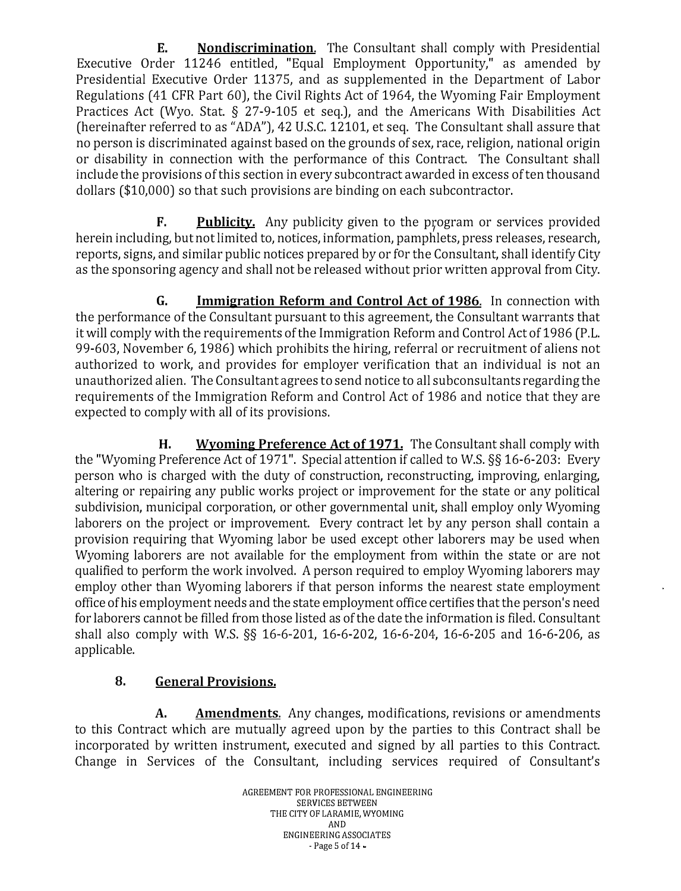**E. Nondiscrimination**. The Consultant shall comply with Presidential Executive Order 11246 entitled, "Equal Employment Opportunity," as amended by Presidential Executive Order 11375, and as supplemented in the Department of Labor Regulations (41 CFR Part 60), the Civil Rights Act of 1964, the Wyoming Fair Employment Practices Act (Wyo. Stat. § 27-9-105 et seq.), and the Americans With Disabilities Act (hereinafter referred to as "ADA"), 42 U.S.C. 12101, et seq. The Consultant shall assure that no person is discriminated against based on the grounds of sex, race, religion, national origin or disability in connection with the performance of this Contract. The Consultant shall include the provisions of this section in every subcontract awarded in excess of ten thousand dollars ($10,000) so that such provisions are binding on each subcontractor.

**F. Publicity.** Any publicity given to the program or services provided herein including, but not limited to, notices, information, pamphlets, press releases, research, reports, signs, and similar public notices prepared by or for the Consultant, shall identify City as the sponsoring agency and shall not be released without prior written approval from City.

**G. Immigration Reform and Control Act of 1986**. In connection with the performance of the Consultant pursuant to this agreement, the Consultant warrants that it will comply with the requirements of the Immigration Reform and Control Act of 1986 (P.L. 99-603, November 6, 1986) which prohibits the hiring, referral or recruitment of aliens not authorized to work, and provides for employer verification that an individual is not an unauthorized alien. The Consultant agrees to send notice to all subconsultants regarding the requirements of the Immigration Reform and Control Act of 1986 and notice that they are expected to comply with all of its provisions.

**H. Wyoming Preference Act of 1971.** The Consultant shall comply with the "Wyoming Preference Act of 1971". Special attention if called to W.S. §§ 16-6-203: Every person who is charged with the duty of construction, reconstructing, improving, enlarging, altering or repairing any public works project or improvement for the state or any political subdivision, municipal corporation, or other governmental unit, shall employ only Wyoming laborers on the project or improvement. Every contract let by any person shall contain a provision requiring that Wyoming labor be used except other laborers may be used when Wyoming laborers are not available for the employment from within the state or are not qualified to perform the work involved. A person required to employ Wyoming laborers may employ other than Wyoming laborers if that person informs the nearest state employment office of his employment needs and the state employment office certifies that the person's need for laborers cannot be filled from those listed as of the date the information is filed. Consultant shall also comply with W.S. §§ 16-6-201, 16-6-202, 16-6-204, 16-6-205 and 16-6-206, as applicable.

## 8. General Provisions.

**A. Amendments**. Any changes, modifications, revisions or amendments to this Contract which are mutually agreed upon by the parties to this Contract shall be incorporated by written instrument, executed and signed by all parties to this Contract. Change in Services of the Consultant, including services required of Consultant's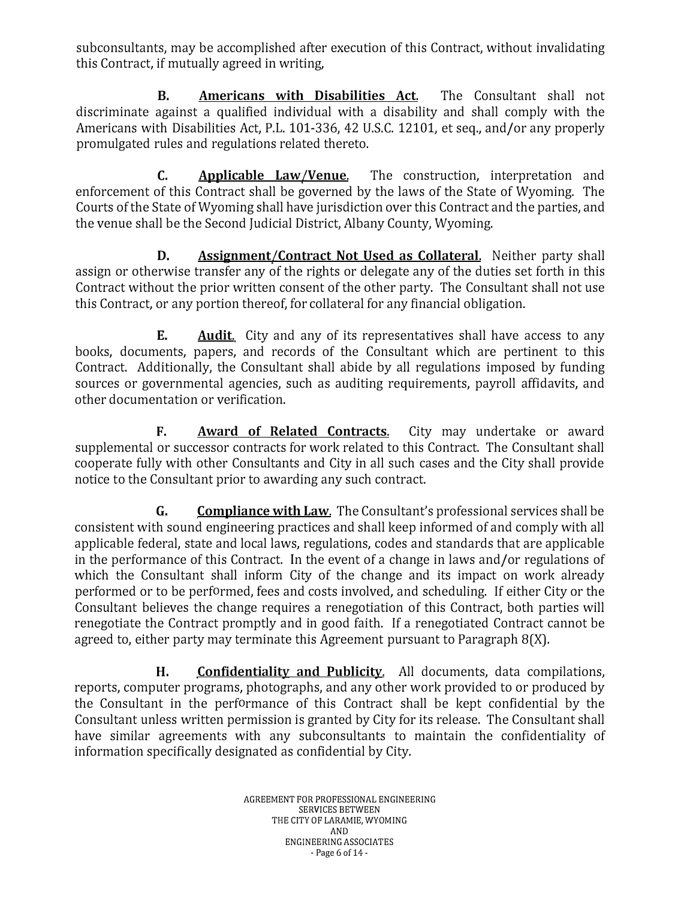subconsultants, may be accomplished after execution of this Contract, without invalidating this Contract, if mutually agreed in writing,

**B. Americans with Disabilities Act.** The Consultant shall not discriminate against a qualified individual with a disability and shall comply with the Americans with Disabilities Act, P.L. 101-336, 42 U.S.C. 12101, et seq., and/or any properly promulgated rules and regulations related thereto.

**C. Applicable Law/Venue.** The construction, interpretation and enforcement of this Contract shall be governed by the laws of the State of Wyoming. The Courts of the State of Wyoming shall have jurisdiction over this Contract and the parties, and the venue shall be the Second Judicial District, Albany County, Wyoming.

**D. Assignment/Contract Not Used as Collateral.** Neither party shall assign or otherwise transfer any of the rights or delegate any of the duties set forth in this Contract without the prior written consent of the other party. The Consultant shall not use this Contract, or any portion thereof, for collateral for any financial obligation.

**E. Audit.** City and any of its representatives shall have access to any books, documents, papers, and records of the Consultant which are pertinent to this Contract. Additionally, the Consultant shall abide by all regulations imposed by funding sources or governmental agencies, such as auditing requirements, payroll affidavits, and other documentation or verification.

**F. Award of Related Contracts.** City may undertake or award supplemental or successor contracts for work related to this Contract. The Consultant shall cooperate fully with other Consultants and City in all such cases and the City shall provide notice to the Consultant prior to awarding any such contract.

**G. Compliance with Law.** The Consultant's professional services shall be consistent with sound engineering practices and shall keep informed of and comply with all applicable federal, state and local laws, regulations, codes and standards that are applicable in the performance of this Contract. In the event of a change in laws and/or regulations of which the Consultant shall inform City of the change and its impact on work already performed or to be performed, fees and costs involved, and scheduling. If either City or the Consultant believes the change requires a renegotiation of this Contract, both parties will renegotiate the Contract promptly and in good faith. If a renegotiated Contract cannot be agreed to, either party may terminate this Agreement pursuant to Paragraph 8(X).

**H. Confidentiality and Publicity.** All documents, data compilations, reports, computer programs, photographs, and any other work provided to or produced by the Consultant in the performance of this Contract shall be kept confidential by the Consultant unless written permission is granted by City for its release. The Consultant shall have similar agreements with any subconsultants to maintain the confidentiality of information specifically designated as confidential by City.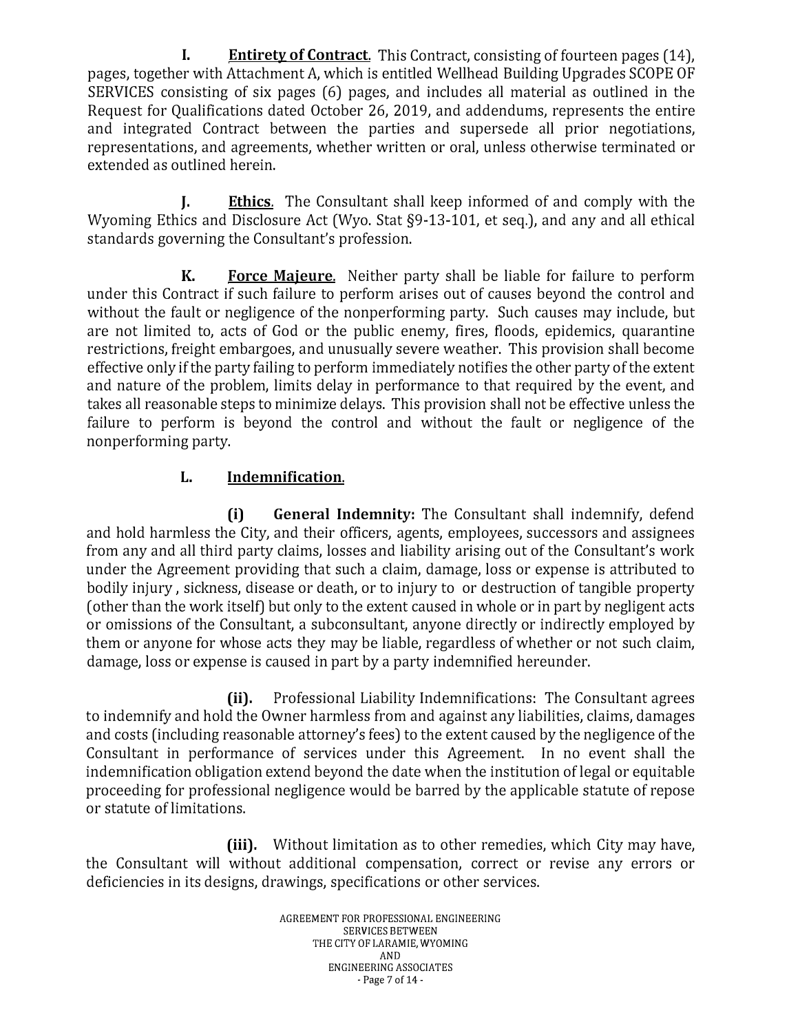**I. Entirety of Contract**. This Contract, consisting of fourteen pages (14), pages, together with Attachment A, which is entitled Wellhead Building Upgrades SCOPE OF SERVICES consisting of six pages (6) pages, and includes all material as outlined in the Request for Qualifications dated October 26, 2019, and addendums, represents the entire and integrated Contract between the parties and supersede all prior negotiations, representations, and agreements, whether written or oral, unless otherwise terminated or extended as outlined herein.

**J. Ethics**. The Consultant shall keep informed of and comply with the Wyoming Ethics and Disclosure Act (Wyo. Stat §9-13-101, et seq.), and any and all ethical standards governing the Consultant's profession.

**K. Force Majeure**. Neither party shall be liable for failure to perform under this Contract if such failure to perform arises out of causes beyond the control and without the fault or negligence of the nonperforming party. Such causes may include, but are not limited to, acts of God or the public enemy, fires, floods, epidemics, quarantine restrictions, freight embargoes, and unusually severe weather. This provision shall become effective only if the party failing to perform immediately notifies the other party of the extent and nature of the problem, limits delay in performance to that required by the event, and takes all reasonable steps to minimize delays. This provision shall not be effective unless the failure to perform is beyond the control and without the fault or negligence of the nonperforming party.

**L. Indemnification**.

**(i) General Indemnity:** The Consultant shall indemnify, defend and hold harmless the City, and their officers, agents, employees, successors and assignees from any and all third party claims, losses and liability arising out of the Consultant's work under the Agreement providing that such a claim, damage, loss or expense is attributed to bodily injury , sickness, disease or death, or to injury to or destruction of tangible property (other than the work itself) but only to the extent caused in whole or in part by negligent acts or omissions of the Consultant, a subconsultant, anyone directly or indirectly employed by them or anyone for whose acts they may be liable, regardless of whether or not such claim, damage, loss or expense is caused in part by a party indemnified hereunder.

**(ii).** Professional Liability Indemnifications: The Consultant agrees to indemnify and hold the Owner harmless from and against any liabilities, claims, damages and costs (including reasonable attorney's fees) to the extent caused by the negligence of the Consultant in performance of services under this Agreement. In no event shall the indemnification obligation extend beyond the date when the institution of legal or equitable proceeding for professional negligence would be barred by the applicable statute of repose or statute of limitations.

**(iii).** Without limitation as to other remedies, which City may have, the Consultant will without additional compensation, correct or revise any errors or deficiencies in its designs, drawings, specifications or other services.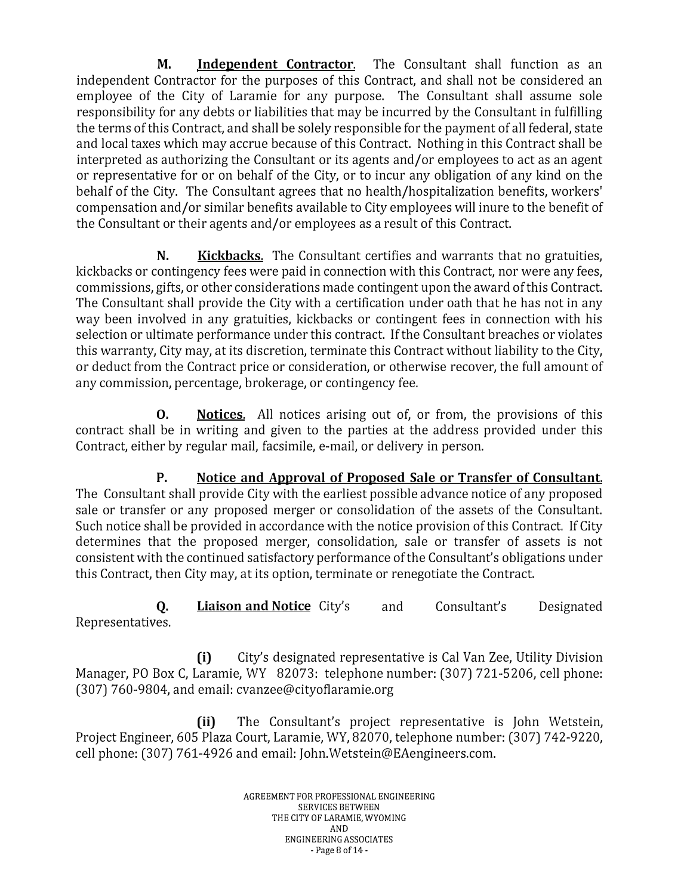**M. Independent Contractor.** The Consultant shall function as an independent Contractor for the purposes of this Contract, and shall not be considered an employee of the City of Laramie for any purpose. The Consultant shall assume sole responsibility for any debts or liabilities that may be incurred by the Consultant in fulfilling the terms of this Contract, and shall be solely responsible for the payment of all federal, state and local taxes which may accrue because of this Contract. Nothing in this Contract shall be interpreted as authorizing the Consultant or its agents and/or employees to act as an agent or representative for or on behalf of the City, or to incur any obligation of any kind on the behalf of the City. The Consultant agrees that no health/hospitalization benefits, workers' compensation and/or similar benefits available to City employees will inure to the benefit of the Consultant or their agents and/or employees as a result of this Contract.

**N. Kickbacks.** The Consultant certifies and warrants that no gratuities, kickbacks or contingency fees were paid in connection with this Contract, nor were any fees, commissions, gifts, or other considerations made contingent upon the award of this Contract. The Consultant shall provide the City with a certification under oath that he has not in any way been involved in any gratuities, kickbacks or contingent fees in connection with his selection or ultimate performance under this contract. If the Consultant breaches or violates this warranty, City may, at its discretion, terminate this Contract without liability to the City, or deduct from the Contract price or consideration, or otherwise recover, the full amount of any commission, percentage, brokerage, or contingency fee.

**O. Notices.** All notices arising out of, or from, the provisions of this contract shall be in writing and given to the parties at the address provided under this Contract, either by regular mail, facsimile, e-mail, or delivery in person.

**P. Notice and Approval of Proposed Sale or Transfer of Consultant.** The Consultant shall provide City with the earliest possible advance notice of any proposed sale or transfer or any proposed merger or consolidation of the assets of the Consultant. Such notice shall be provided in accordance with the notice provision of this Contract. If City determines that the proposed merger, consolidation, sale or transfer of assets is not consistent with the continued satisfactory performance of the Consultant's obligations under this Contract, then City may, at its option, terminate or renegotiate the Contract.

**Q. Liaison and Notice** City's and Consultant's Designated Representatives.

**(i)** City's designated representative is Cal Van Zee, Utility Division Manager, PO Box C, Laramie, WY 82073: telephone number: (307) 721-5206, cell phone: (307) 760-9804, and email: cvanzee@cityoflaramie.org

**(ii)** The Consultant's project representative is John Wetstein, Project Engineer, 605 Plaza Court, Laramie, WY, 82070, telephone number: (307) 742-9220, cell phone: (307) 761-4926 and email: John.Wetstein@EAengineers.com.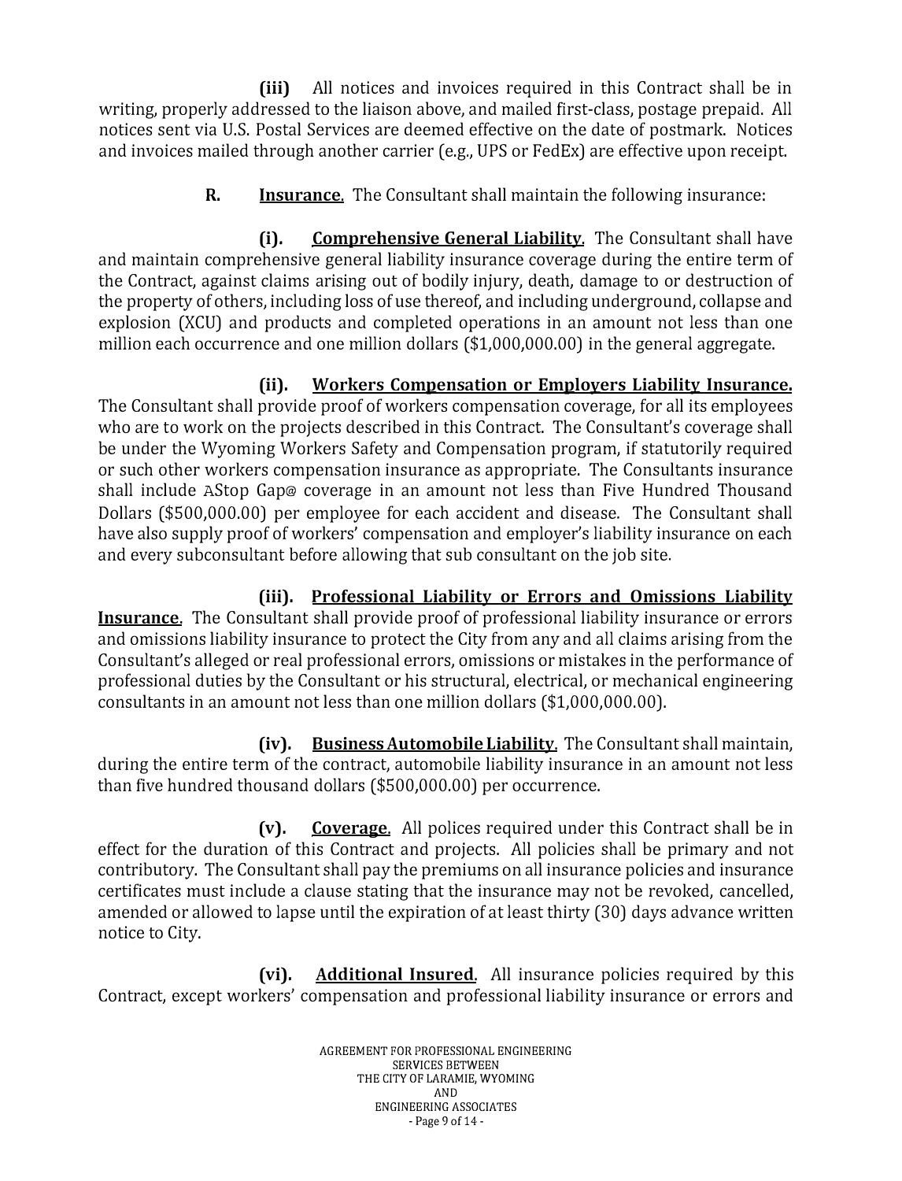**(iii)** All notices and invoices required in this Contract shall be in writing, properly addressed to the liaison above, and mailed first-class, postage prepaid. All notices sent via U.S. Postal Services are deemed effective on the date of postmark. Notices and invoices mailed through another carrier (e.g., UPS or FedEx) are effective upon receipt.

**R. <u>Insurance</u>**. The Consultant shall maintain the following insurance:

**(i). <u>Comprehensive General Liability</u>**. The Consultant shall have and maintain comprehensive general liability insurance coverage during the entire term of the Contract, against claims arising out of bodily injury, death, damage to or destruction of the property of others, including loss of use thereof, and including underground, collapse and explosion (XCU) and products and completed operations in an amount not less than one million each occurrence and one million dollars ($1,000,000.00) in the general aggregate.

**(ii). <u>Workers Compensation or Employers Liability Insurance.</u>** The Consultant shall provide proof of workers compensation coverage, for all its employees who are to work on the projects described in this Contract. The Consultant's coverage shall be under the Wyoming Workers Safety and Compensation program, if statutorily required or such other workers compensation insurance as appropriate. The Consultants insurance shall include AStop Gap@ coverage in an amount not less than Five Hundred Thousand Dollars ($500,000.00) per employee for each accident and disease. The Consultant shall have also supply proof of workers' compensation and employer's liability insurance on each and every subconsultant before allowing that sub consultant on the job site.

**(iii). <u>Professional Liability or Errors and Omissions Liability Insurance</u>**. The Consultant shall provide proof of professional liability insurance or errors and omissions liability insurance to protect the City from any and all claims arising from the Consultant's alleged or real professional errors, omissions or mistakes in the performance of professional duties by the Consultant or his structural, electrical, or mechanical engineering consultants in an amount not less than one million dollars ($1,000,000.00).

**(iv). <u>Business Automobile Liability</u>**. The Consultant shall maintain, during the entire term of the contract, automobile liability insurance in an amount not less than five hundred thousand dollars ($500,000.00) per occurrence.

**(v). <u>Coverage</u>**. All polices required under this Contract shall be in effect for the duration of this Contract and projects. All policies shall be primary and not contributory. The Consultant shall pay the premiums on all insurance policies and insurance certificates must include a clause stating that the insurance may not be revoked, cancelled, amended or allowed to lapse until the expiration of at least thirty (30) days advance written notice to City.

**(vi). <u>Additional Insured</u>**. All insurance policies required by this Contract, except workers' compensation and professional liability insurance or errors and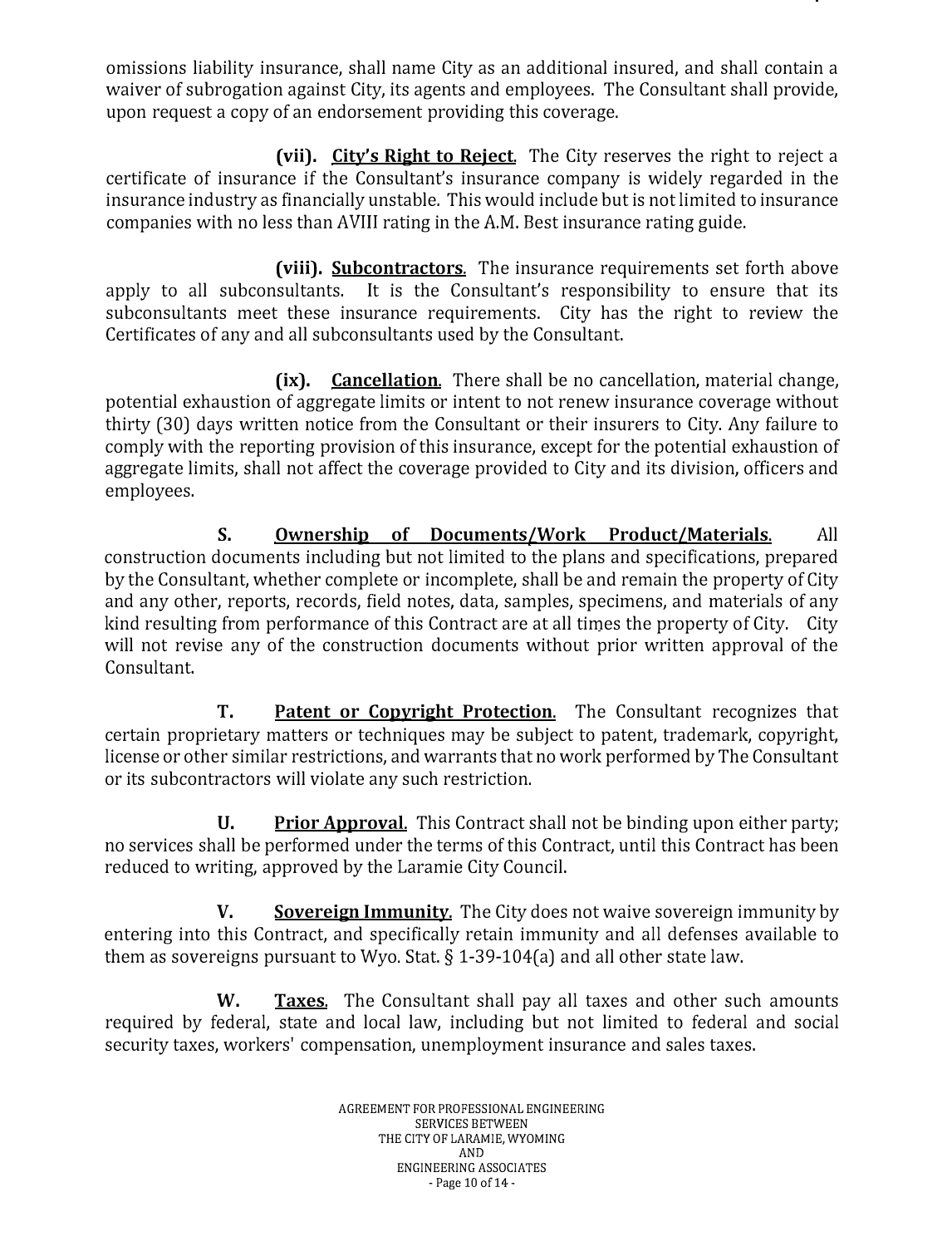omissions liability insurance, shall name City as an additional insured, and shall contain a waiver of subrogation against City, its agents and employees. The Consultant shall provide, upon request a copy of an endorsement providing this coverage.

**(vii). City's Right to Reject**. The City reserves the right to reject a certificate of insurance if the Consultant's insurance company is widely regarded in the insurance industry as financially unstable. This would include but is not limited to insurance companies with no less than AVIII rating in the A.M. Best insurance rating guide.

**(viii). Subcontractors**. The insurance requirements set forth above apply to all subconsultants. It is the Consultant's responsibility to ensure that its subconsultants meet these insurance requirements. City has the right to review the Certificates of any and all subconsultants used by the Consultant.

**(ix). Cancellation**. There shall be no cancellation, material change, potential exhaustion of aggregate limits or intent to not renew insurance coverage without thirty (30) days written notice from the Consultant or their insurers to City. Any failure to comply with the reporting provision of this insurance, except for the potential exhaustion of aggregate limits, shall not affect the coverage provided to City and its division, officers and employees.

**S. Ownership of Documents/Work Product/Materials**. All construction documents including but not limited to the plans and specifications, prepared by the Consultant, whether complete or incomplete, shall be and remain the property of City and any other, reports, records, field notes, data, samples, specimens, and materials of any kind resulting from performance of this Contract are at all times the property of City. City will not revise any of the construction documents without prior written approval of the Consultant.

**T. Patent or Copyright Protection**. The Consultant recognizes that certain proprietary matters or techniques may be subject to patent, trademark, copyright, license or other similar restrictions, and warrants that no work performed by The Consultant or its subcontractors will violate any such restriction.

**U. Prior Approval**. This Contract shall not be binding upon either party; no services shall be performed under the terms of this Contract, until this Contract has been reduced to writing, approved by the Laramie City Council.

**V. Sovereign Immunity**. The City does not waive sovereign immunity by entering into this Contract, and specifically retain immunity and all defenses available to them as sovereigns pursuant to Wyo. Stat. § 1-39-104(a) and all other state law.

**W. Taxes**. The Consultant shall pay all taxes and other such amounts required by federal, state and local law, including but not limited to federal and social security taxes, workers' compensation, unemployment insurance and sales taxes.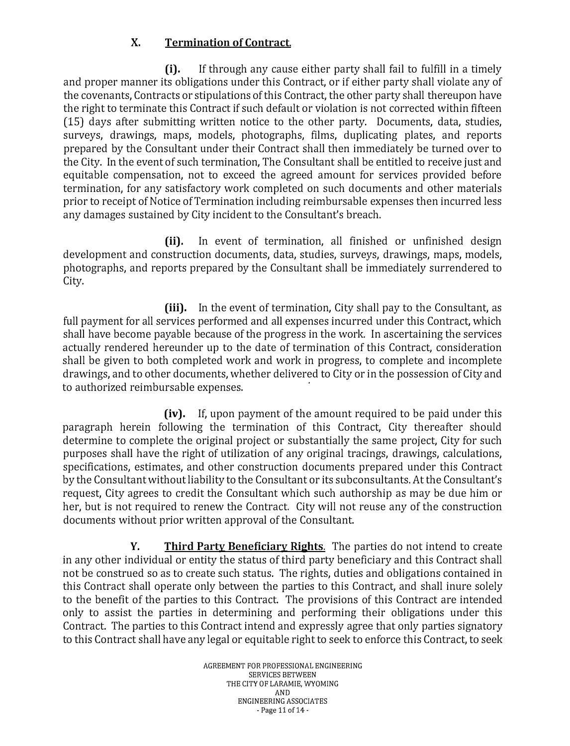**X. Termination of Contract.**

**(i).** If through any cause either party shall fail to fulfill in a timely and proper manner its obligations under this Contract, or if either party shall violate any of the covenants, Contracts or stipulations of this Contract, the other party shall thereupon have the right to terminate this Contract if such default or violation is not corrected within fifteen (15) days after submitting written notice to the other party. Documents, data, studies, surveys, drawings, maps, models, photographs, films, duplicating plates, and reports prepared by the Consultant under their Contract shall then immediately be turned over to the City. In the event of such termination, The Consultant shall be entitled to receive just and equitable compensation, not to exceed the agreed amount for services provided before termination, for any satisfactory work completed on such documents and other materials prior to receipt of Notice of Termination including reimbursable expenses then incurred less any damages sustained by City incident to the Consultant's breach.

**(ii).** In event of termination, all finished or unfinished design development and construction documents, data, studies, surveys, drawings, maps, models, photographs, and reports prepared by the Consultant shall be immediately surrendered to City.

**(iii).** In the event of termination, City shall pay to the Consultant, as full payment for all services performed and all expenses incurred under this Contract, which shall have become payable because of the progress in the work. In ascertaining the services actually rendered hereunder up to the date of termination of this Contract, consideration shall be given to both completed work and work in progress, to complete and incomplete drawings, and to other documents, whether delivered to City or in the possession of City and to authorized reimbursable expenses.

**(iv).** If, upon payment of the amount required to be paid under this paragraph herein following the termination of this Contract, City thereafter should determine to complete the original project or substantially the same project, City for such purposes shall have the right of utilization of any original tracings, drawings, calculations, specifications, estimates, and other construction documents prepared under this Contract by the Consultant without liability to the Consultant or its subconsultants. At the Consultant's request, City agrees to credit the Consultant which such authorship as may be due him or her, but is not required to renew the Contract. City will not reuse any of the construction documents without prior written approval of the Consultant.

**Y. Third Party Beneficiary Rights.** The parties do not intend to create in any other individual or entity the status of third party beneficiary and this Contract shall not be construed so as to create such status. The rights, duties and obligations contained in this Contract shall operate only between the parties to this Contract, and shall inure solely to the benefit of the parties to this Contract. The provisions of this Contract are intended only to assist the parties in determining and performing their obligations under this Contract. The parties to this Contract intend and expressly agree that only parties signatory to this Contract shall have any legal or equitable right to seek to enforce this Contract, to seek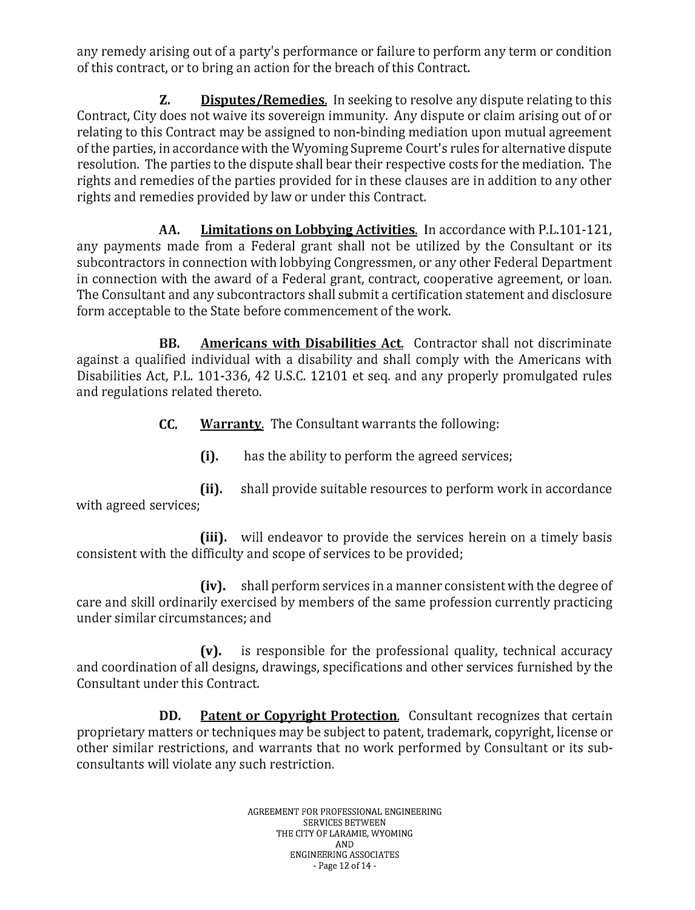any remedy arising out of a party's performance or failure to perform any term or condition of this contract, or to bring an action for the breach of this Contract.

**Z. <u>Disputes/Remedies</u>.** In seeking to resolve any dispute relating to this Contract, City does not waive its sovereign immunity. Any dispute or claim arising out of or relating to this Contract may be assigned to non-binding mediation upon mutual agreement of the parties, in accordance with the Wyoming Supreme Court's rules for alternative dispute resolution. The parties to the dispute shall bear their respective costs for the mediation. The rights and remedies of the parties provided for in these clauses are in addition to any other rights and remedies provided by law or under this Contract.

**AA. <u>Limitations on Lobbying Activities</u>.** In accordance with P.L.101-121, any payments made from a Federal grant shall not be utilized by the Consultant or its subcontractors in connection with lobbying Congressmen, or any other Federal Department in connection with the award of a Federal grant, contract, cooperative agreement, or loan. The Consultant and any subcontractors shall submit a certification statement and disclosure form acceptable to the State before commencement of the work.

**BB. <u>Americans with Disabilities Act</u>.** Contractor shall not discriminate against a qualified individual with a disability and shall comply with the Americans with Disabilities Act, P.L. 101-336, 42 U.S.C. 12101 et seq. and any properly promulgated rules and regulations related thereto.

**CC. <u>Warranty</u>.** The Consultant warrants the following:

**(i).** has the ability to perform the agreed services;

**(ii).** shall provide suitable resources to perform work in accordance with agreed services;

**(iii).** will endeavor to provide the services herein on a timely basis consistent with the difficulty and scope of services to be provided;

**(iv).** shall perform services in a manner consistent with the degree of care and skill ordinarily exercised by members of the same profession currently practicing under similar circumstances; and

**(v).** is responsible for the professional quality, technical accuracy and coordination of all designs, drawings, specifications and other services furnished by the Consultant under this Contract.

**DD. <u>Patent or Copyright Protection</u>.** Consultant recognizes that certain proprietary matters or techniques may be subject to patent, trademark, copyright, license or other similar restrictions, and warrants that no work performed by Consultant or its sub-consultants will violate any such restriction.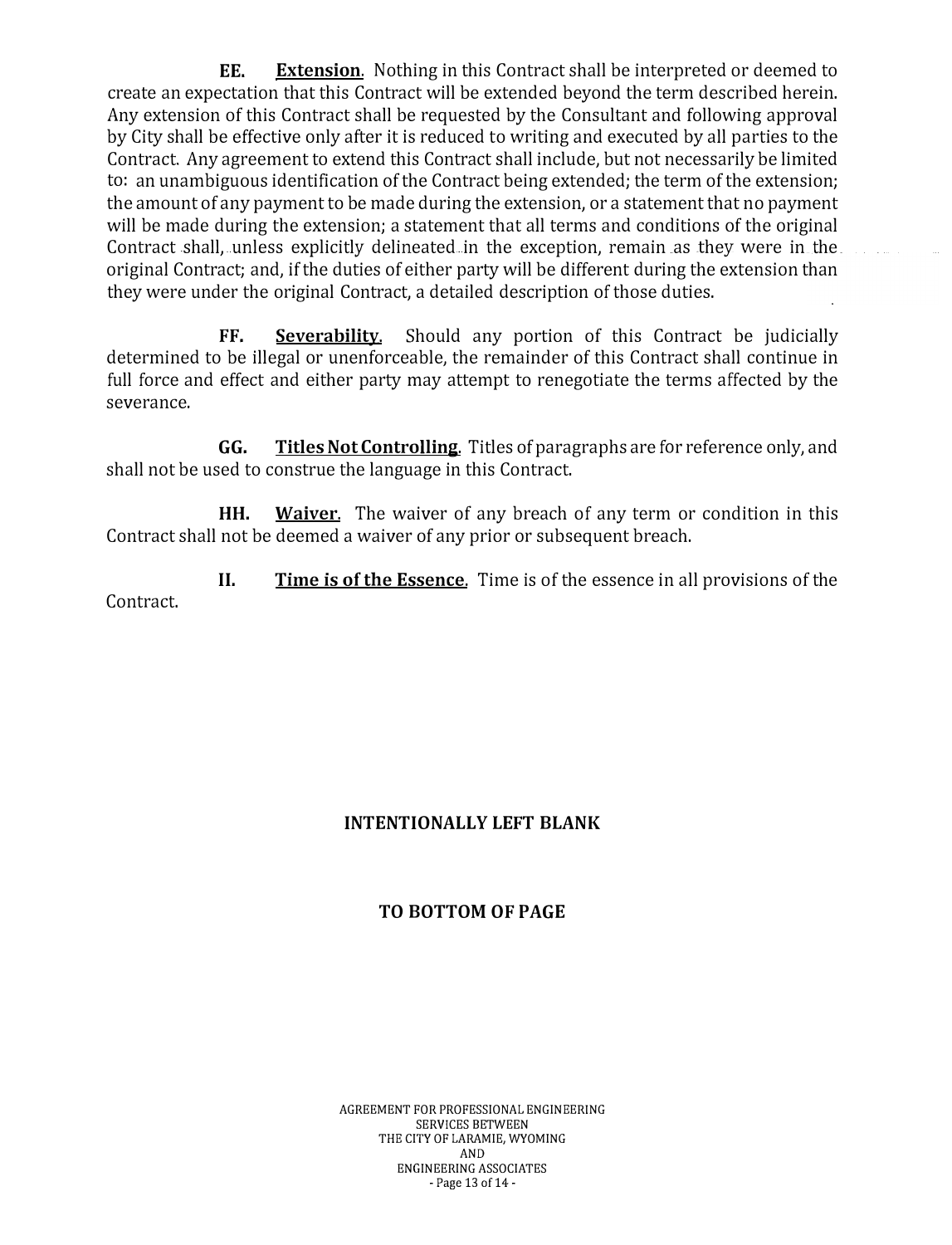**EE.** **Extension**. Nothing in this Contract shall be interpreted or deemed to create an expectation that this Contract will be extended beyond the term described herein. Any extension of this Contract shall be requested by the Consultant and following approval by City shall be effective only after it is reduced to writing and executed by all parties to the Contract. Any agreement to extend this Contract shall include, but not necessarily be limited to: an unambiguous identification of the Contract being extended; the term of the extension; the amount of any payment to be made during the extension, or a statement that no payment will be made during the extension; a statement that all terms and conditions of the original Contract shall, unless explicitly delineated in the exception, remain as they were in the original Contract; and, if the duties of either party will be different during the extension than they were under the original Contract, a detailed description of those duties.

**FF.** **Severability**. Should any portion of this Contract be judicially determined to be illegal or unenforceable, the remainder of this Contract shall continue in full force and effect and either party may attempt to renegotiate the terms affected by the severance.

**GG.** **Titles Not Controlling**. Titles of paragraphs are for reference only, and shall not be used to construe the language in this Contract.

**HH.** **Waiver**. The waiver of any breach of any term or condition in this Contract shall not be deemed a waiver of any prior or subsequent breach.

**II.** **Time is of the Essence**. Time is of the essence in all provisions of the Contract.

**INTENTIONALLY LEFT BLANK**

**TO BOTTOM OF PAGE**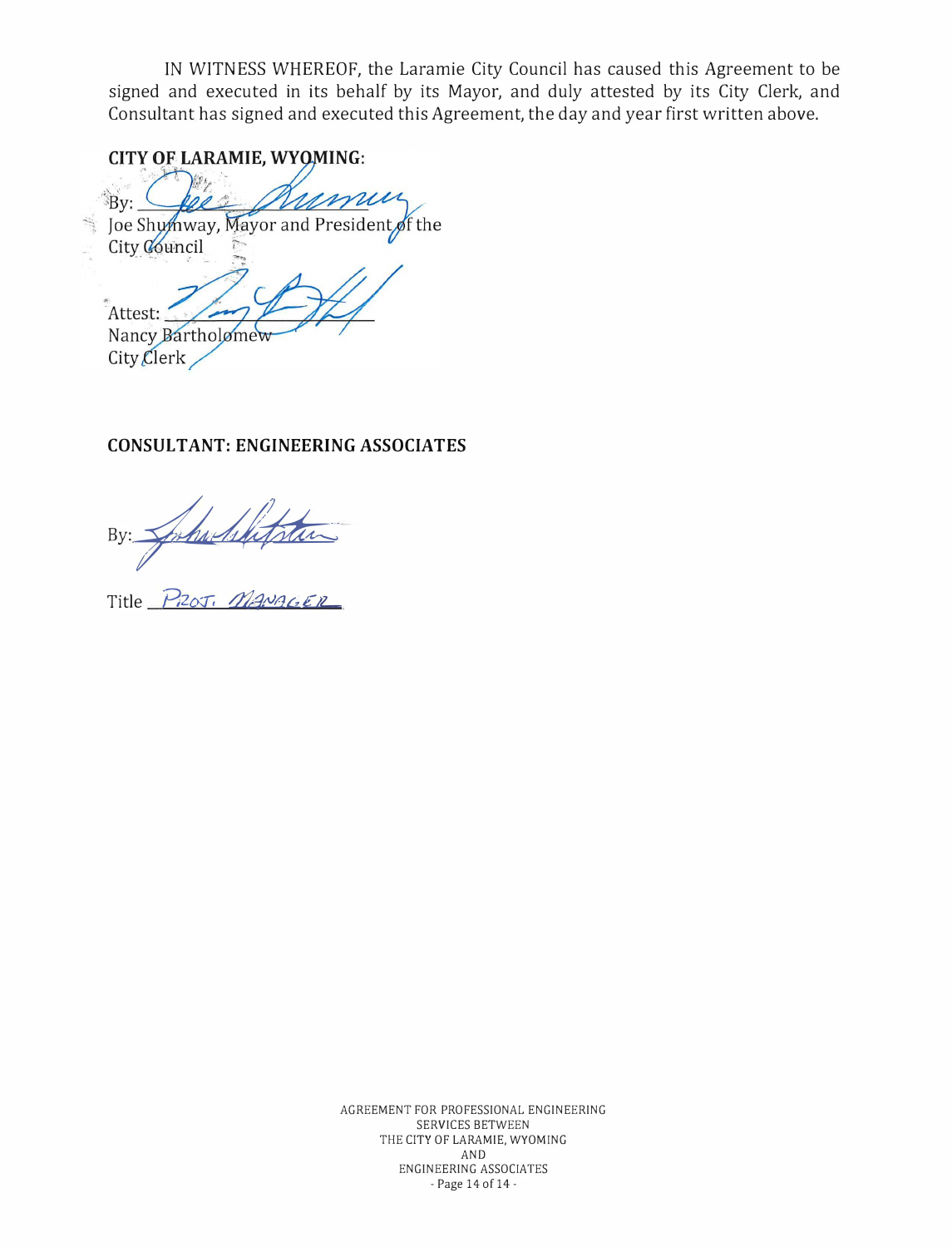IN WITNESS WHEREOF, the Laramie City Council has caused this Agreement to be signed and executed in its behalf by its Mayor, and duly attested by its City Clerk, and Consultant has signed and executed this Agreement, the day and year first written above.

**CITY OF LARAMIE, WYOMING:**

By: ______________________
Joe Shumway, Mayor and President of the City Council

Attest: ______________________
Nancy Bartholomew
City Clerk

**CONSULTANT: ENGINEERING ASSOCIATES**

By: ______________________

Title PROJ. MANAGER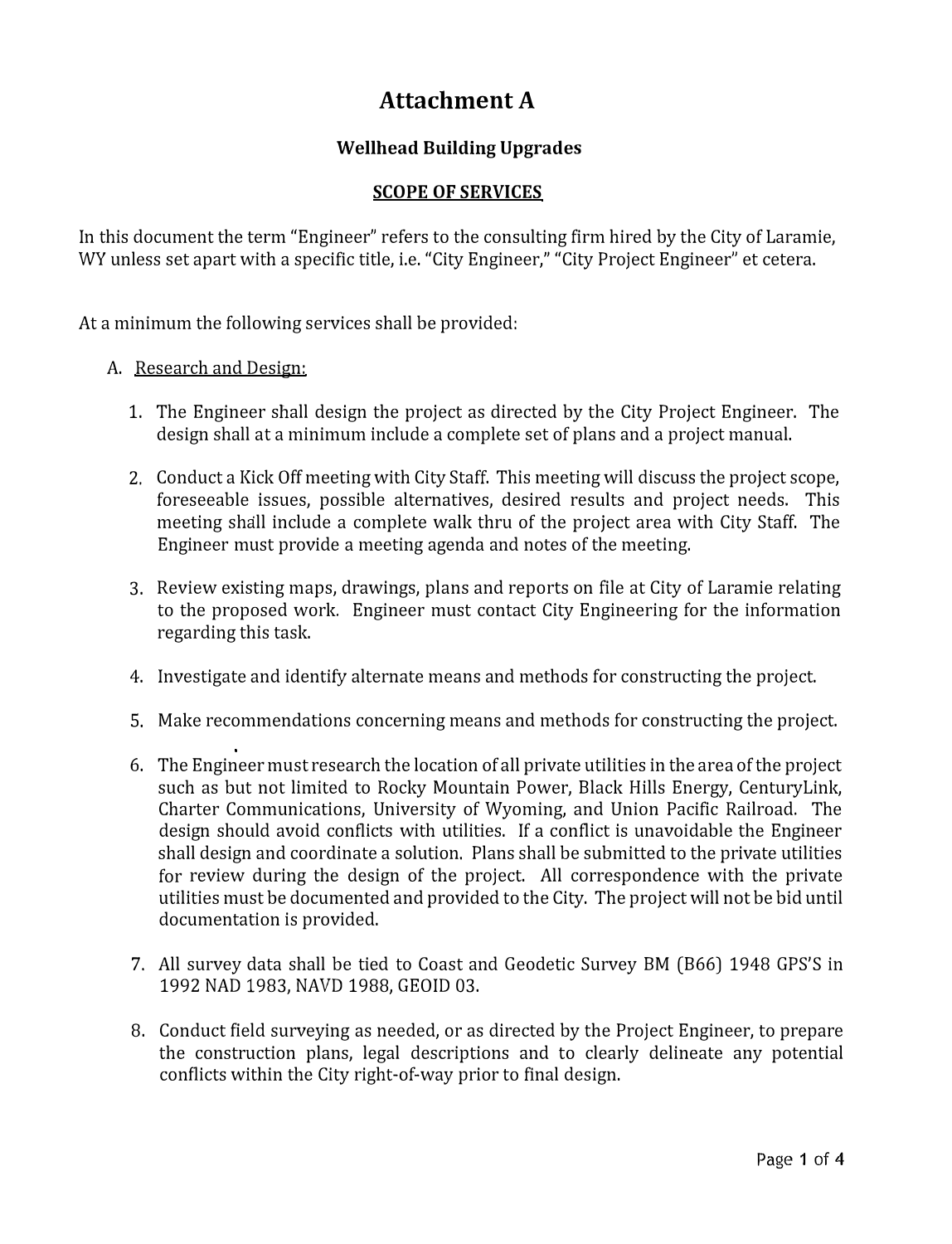# Attachment A

## Wellhead Building Upgrades

### SCOPE OF SERVICES

In this document the term "Engineer" refers to the consulting firm hired by the City of Laramie, WY unless set apart with a specific title, i.e. "City Engineer," "City Project Engineer" et cetera.

At a minimum the following services shall be provided:

A. Research and Design:

1. The Engineer shall design the project as directed by the City Project Engineer. The design shall at a minimum include a complete set of plans and a project manual.

2. Conduct a Kick Off meeting with City Staff. This meeting will discuss the project scope, foreseeable issues, possible alternatives, desired results and project needs. This meeting shall include a complete walk thru of the project area with City Staff. The Engineer must provide a meeting agenda and notes of the meeting.

3. Review existing maps, drawings, plans and reports on file at City of Laramie relating to the proposed work. Engineer must contact City Engineering for the information regarding this task.

4. Investigate and identify alternate means and methods for constructing the project.

5. Make recommendations concerning means and methods for constructing the project.

6. The Engineer must research the location of all private utilities in the area of the project such as but not limited to Rocky Mountain Power, Black Hills Energy, CenturyLink, Charter Communications, University of Wyoming, and Union Pacific Railroad. The design should avoid conflicts with utilities. If a conflict is unavoidable the Engineer shall design and coordinate a solution. Plans shall be submitted to the private utilities for review during the design of the project. All correspondence with the private utilities must be documented and provided to the City. The project will not be bid until documentation is provided.

7. All survey data shall be tied to Coast and Geodetic Survey BM (B66) 1948 GPS'S in 1992 NAD 1983, NAVD 1988, GEOID 03.

8. Conduct field surveying as needed, or as directed by the Project Engineer, to prepare the construction plans, legal descriptions and to clearly delineate any potential conflicts within the City right-of-way prior to final design.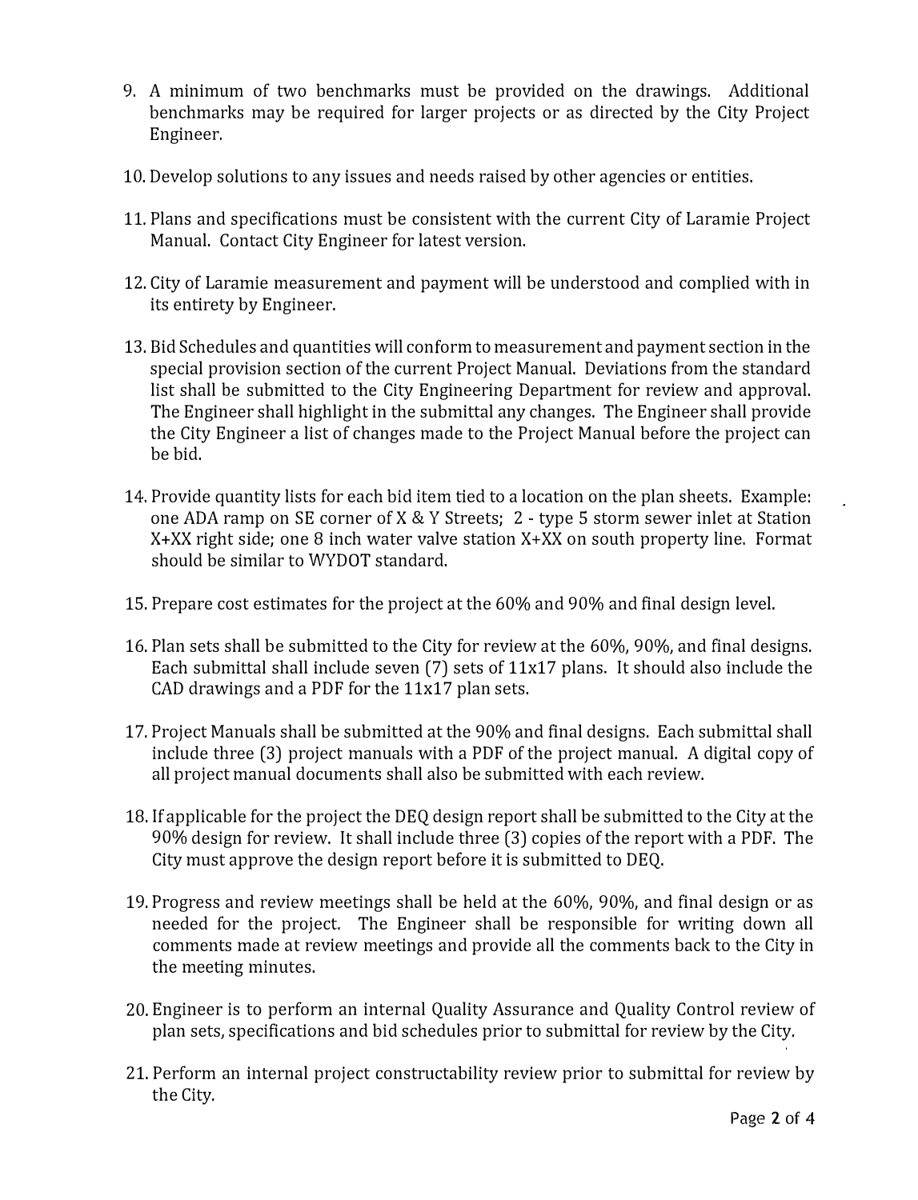9. A minimum of two benchmarks must be provided on the drawings. Additional benchmarks may be required for larger projects or as directed by the City Project Engineer.

10. Develop solutions to any issues and needs raised by other agencies or entities.

11. Plans and specifications must be consistent with the current City of Laramie Project Manual. Contact City Engineer for latest version.

12. City of Laramie measurement and payment will be understood and complied with in its entirety by Engineer.

13. Bid Schedules and quantities will conform to measurement and payment section in the special provision section of the current Project Manual. Deviations from the standard list shall be submitted to the City Engineering Department for review and approval. The Engineer shall highlight in the submittal any changes. The Engineer shall provide the City Engineer a list of changes made to the Project Manual before the project can be bid.

14. Provide quantity lists for each bid item tied to a location on the plan sheets. Example: one ADA ramp on SE corner of X & Y Streets; 2 - type 5 storm sewer inlet at Station X+XX right side; one 8 inch water valve station X+XX on south property line. Format should be similar to WYDOT standard.

15. Prepare cost estimates for the project at the 60% and 90% and final design level.

16. Plan sets shall be submitted to the City for review at the 60%, 90%, and final designs. Each submittal shall include seven (7) sets of 11x17 plans. It should also include the CAD drawings and a PDF for the 11x17 plan sets.

17. Project Manuals shall be submitted at the 90% and final designs. Each submittal shall include three (3) project manuals with a PDF of the project manual. A digital copy of all project manual documents shall also be submitted with each review.

18. If applicable for the project the DEQ design report shall be submitted to the City at the 90% design for review. It shall include three (3) copies of the report with a PDF. The City must approve the design report before it is submitted to DEQ.

19. Progress and review meetings shall be held at the 60%, 90%, and final design or as needed for the project. The Engineer shall be responsible for writing down all comments made at review meetings and provide all the comments back to the City in the meeting minutes.

20. Engineer is to perform an internal Quality Assurance and Quality Control review of plan sets, specifications and bid schedules prior to submittal for review by the City.

21. Perform an internal project constructability review prior to submittal for review by the City.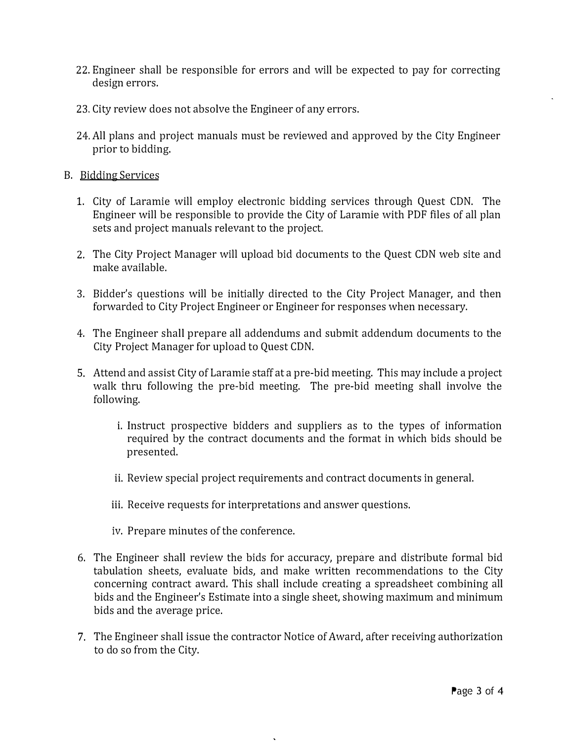22. Engineer shall be responsible for errors and will be expected to pay for correcting design errors.

23. City review does not absolve the Engineer of any errors.

24. All plans and project manuals must be reviewed and approved by the City Engineer prior to bidding.

B. <u>Bidding Services</u>

1. City of Laramie will employ electronic bidding services through Quest CDN. The Engineer will be responsible to provide the City of Laramie with PDF files of all plan sets and project manuals relevant to the project.

2. The City Project Manager will upload bid documents to the Quest CDN web site and make available.

3. Bidder's questions will be initially directed to the City Project Manager, and then forwarded to City Project Engineer or Engineer for responses when necessary.

4. The Engineer shall prepare all addendums and submit addendum documents to the City Project Manager for upload to Quest CDN.

5. Attend and assist City of Laramie staff at a pre-bid meeting. This may include a project walk thru following the pre-bid meeting. The pre-bid meeting shall involve the following.

   i. Instruct prospective bidders and suppliers as to the types of information required by the contract documents and the format in which bids should be presented.

   ii. Review special project requirements and contract documents in general.

   iii. Receive requests for interpretations and answer questions.

   iv. Prepare minutes of the conference.

6. The Engineer shall review the bids for accuracy, prepare and distribute formal bid tabulation sheets, evaluate bids, and make written recommendations to the City concerning contract award. This shall include creating a spreadsheet combining all bids and the Engineer's Estimate into a single sheet, showing maximum and minimum bids and the average price.

7. The Engineer shall issue the contractor Notice of Award, after receiving authorization to do so from the City.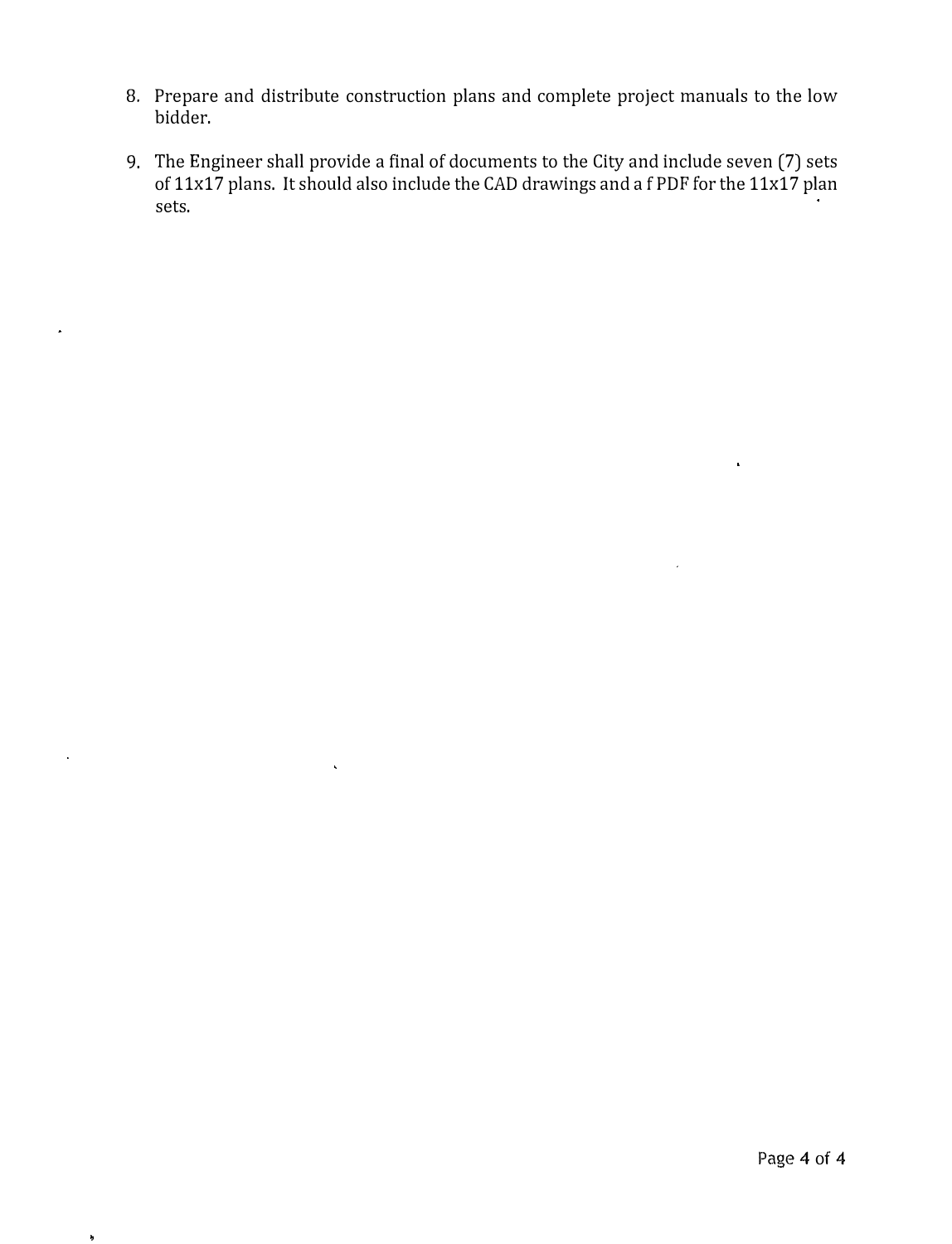8. Prepare and distribute construction plans and complete project manuals to the low bidder.

9. The Engineer shall provide a final of documents to the City and include seven (7) sets of 11x17 plans. It should also include the CAD drawings and a f PDF for the 11x17 plan sets.